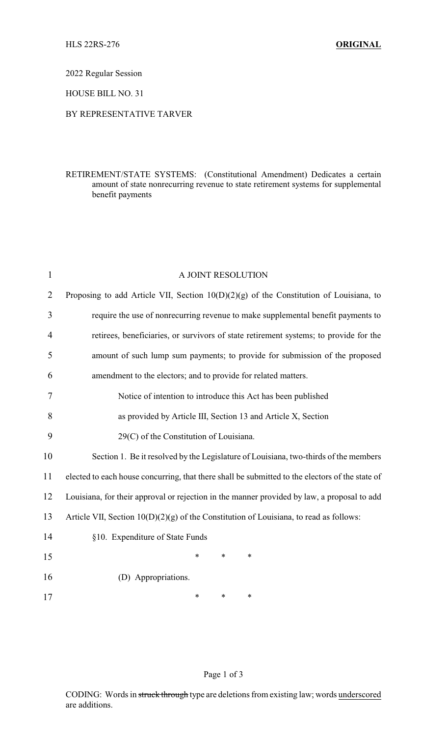HLS 22RS-276 **ORIGINAL**

2022 Regular Session

HOUSE BILL NO. 31

BY REPRESENTATIVE TARVER

RETIREMENT/STATE SYSTEMS: (Constitutional Amendment) Dedicates a certain amount of state nonrecurring revenue to state retirement systems for supplemental benefit payments

A JOINT RESOLUTION

Proposing to add Article VII, Section 10(D)(2)(g) of the Constitution of Louisiana, to require the use of nonrecurring revenue to make supplemental benefit payments to retirees, beneficiaries, or survivors of state retirement systems; to provide for the amount of such lump sum payments; to provide for submission of the proposed amendment to the electors; and to provide for related matters.

Notice of intention to introduce this Act has been published as provided by Article III, Section 13 and Article X, Section 29(C) of the Constitution of Louisiana.

Section 1. Be it resolved by the Legislature of Louisiana, two-thirds of the members elected to each house concurring, that there shall be submitted to the electors of the state of Louisiana, for their approval or rejection in the manner provided by law, a proposal to add Article VII, Section 10(D)(2)(g) of the Constitution of Louisiana, to read as follows:

§10. Expenditure of State Funds

\* \* \*

(D) Appropriations.

\* \* \*

CODING: Words in ~~struck through~~ type are deletions from existing law; words underscored are additions.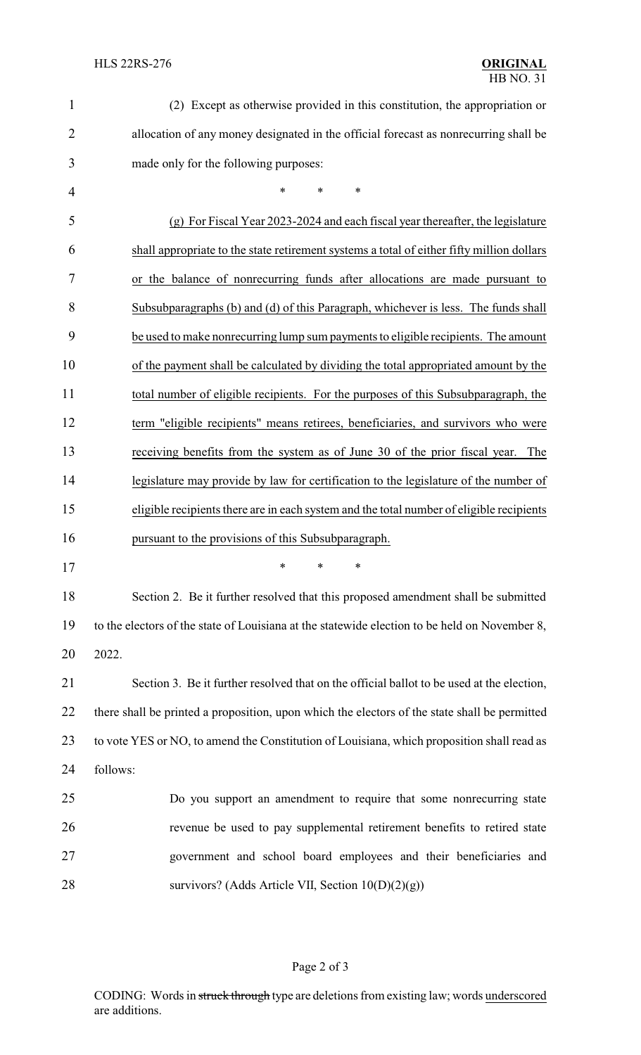(2) Except as otherwise provided in this constitution, the appropriation or allocation of any money designated in the official forecast as nonrecurring shall be made only for the following purposes:

\* \* \*

<u>(g) For Fiscal Year 2023-2024 and each fiscal year thereafter, the legislature shall appropriate to the state retirement systems a total of either fifty million dollars or the balance of nonrecurring funds after allocations are made pursuant to Subsubparagraphs (b) and (d) of this Paragraph, whichever is less. The funds shall be used to make nonrecurring lump sum payments to eligible recipients. The amount of the payment shall be calculated by dividing the total appropriated amount by the total number of eligible recipients. For the purposes of this Subsubparagraph, the term "eligible recipients" means retirees, beneficiaries, and survivors who were receiving benefits from the system as of June 30 of the prior fiscal year. The legislature may provide by law for certification to the legislature of the number of eligible recipients there are in each system and the total number of eligible recipients pursuant to the provisions of this Subsubparagraph.</u>

\* \* \*

Section 2. Be it further resolved that this proposed amendment shall be submitted to the electors of the state of Louisiana at the statewide election to be held on November 8, 2022.

Section 3. Be it further resolved that on the official ballot to be used at the election, there shall be printed a proposition, upon which the electors of the state shall be permitted to vote YES or NO, to amend the Constitution of Louisiana, which proposition shall read as follows:

> Do you support an amendment to require that some nonrecurring state revenue be used to pay supplemental retirement benefits to retired state government and school board employees and their beneficiaries and survivors? (Adds Article VII, Section 10(D)(2)(g))

CODING: Words in ~~struck through~~ type are deletions from existing law; words <u>underscored</u> are additions.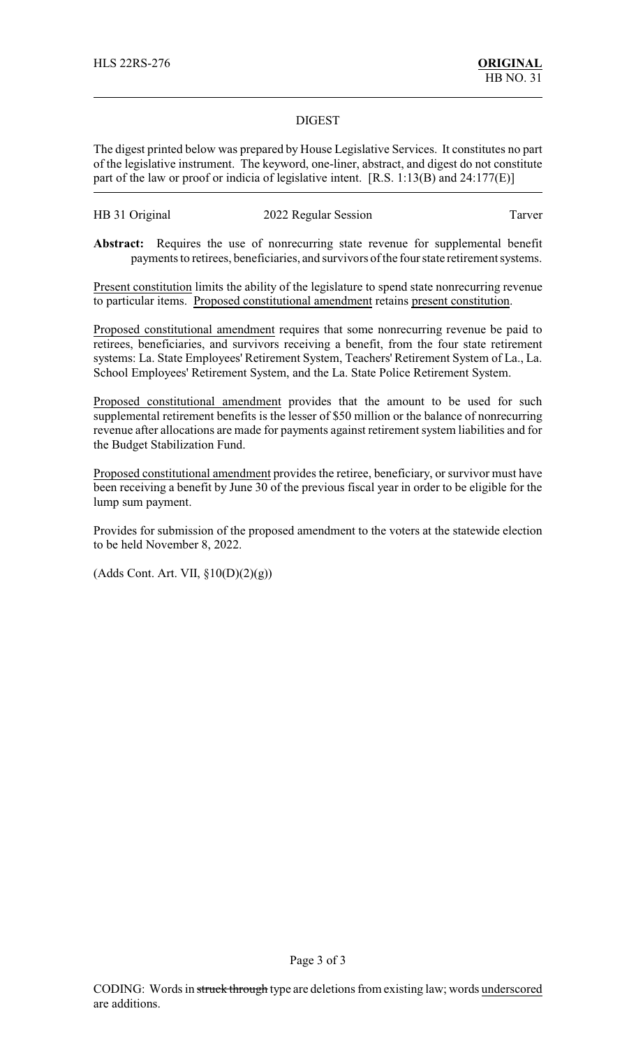HLS 22RS-276 **ORIGINAL**
HB NO. 31

## DIGEST

The digest printed below was prepared by House Legislative Services. It constitutes no part of the legislative instrument. The keyword, one-liner, abstract, and digest do not constitute part of the law or proof or indicia of legislative intent. [R.S. 1:13(B) and 24:177(E)]

HB 31 Original — 2022 Regular Session — Tarver

**Abstract:** Requires the use of nonrecurring state revenue for supplemental benefit payments to retirees, beneficiaries, and survivors of the four state retirement systems.

Present constitution limits the ability of the legislature to spend state nonrecurring revenue to particular items. Proposed constitutional amendment retains present constitution.

Proposed constitutional amendment requires that some nonrecurring revenue be paid to retirees, beneficiaries, and survivors receiving a benefit, from the four state retirement systems: La. State Employees' Retirement System, Teachers' Retirement System of La., La. School Employees' Retirement System, and the La. State Police Retirement System.

Proposed constitutional amendment provides that the amount to be used for such supplemental retirement benefits is the lesser of $50 million or the balance of nonrecurring revenue after allocations are made for payments against retirement system liabilities and for the Budget Stabilization Fund.

Proposed constitutional amendment provides the retiree, beneficiary, or survivor must have been receiving a benefit by June 30 of the previous fiscal year in order to be eligible for the lump sum payment.

Provides for submission of the proposed amendment to the voters at the statewide election to be held November 8, 2022.

(Adds Cont. Art. VII, §10(D)(2)(g))

CODING: Words in ~~struck through~~ type are deletions from existing law; words underscored are additions.